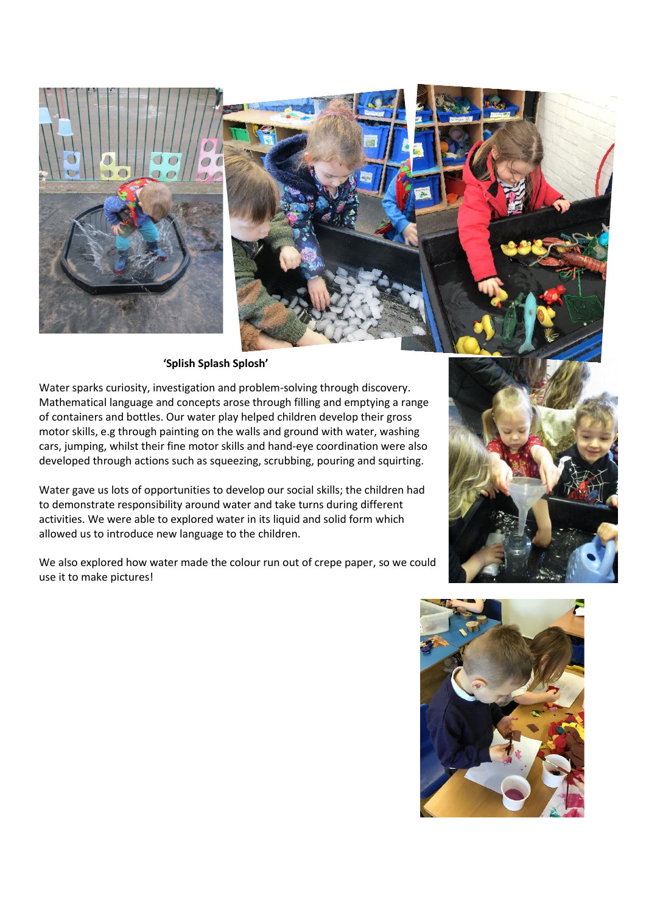**'Splish Splash Splosh'**

Water sparks curiosity, investigation and problem-solving through discovery. Mathematical language and concepts arose through filling and emptying a range of containers and bottles. Our water play helped children develop their gross motor skills, e.g through painting on the walls and ground with water, washing cars, jumping, whilst their fine motor skills and hand-eye coordination were also developed through actions such as squeezing, scrubbing, pouring and squirting.

Water gave us lots of opportunities to develop our social skills; the children had to demonstrate responsibility around water and take turns during different activities. We were able to explored water in its liquid and solid form which allowed us to introduce new language to the children.

We also explored how water made the colour run out of crepe paper, so we could use it to make pictures!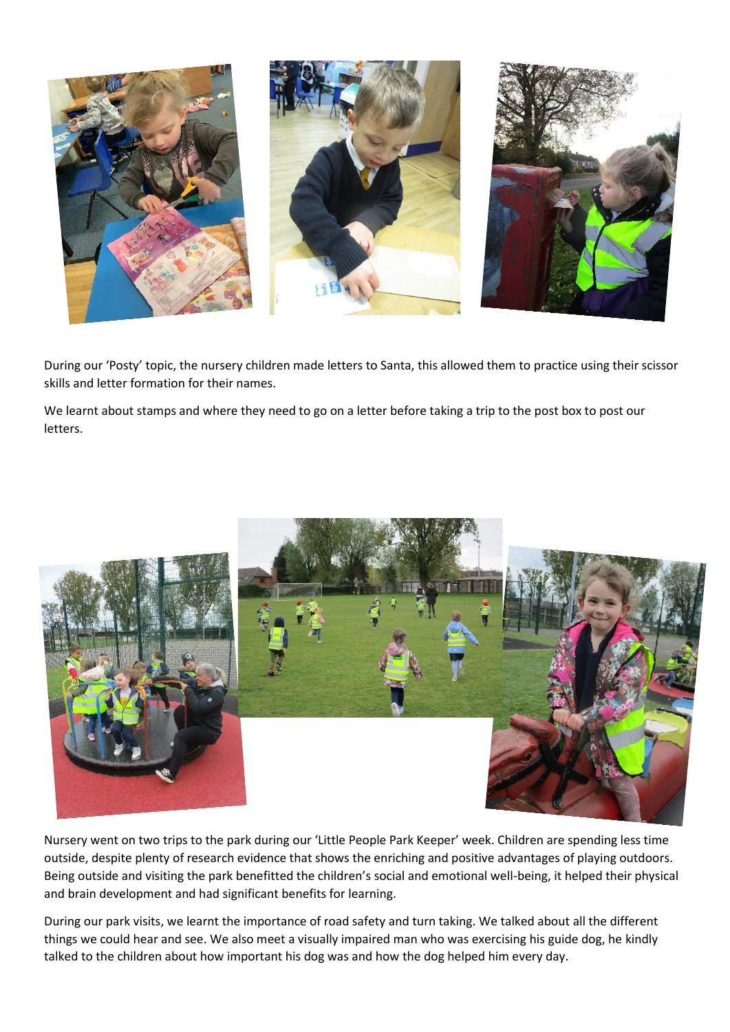During our 'Posty' topic, the nursery children made letters to Santa, this allowed them to practice using their scissor skills and letter formation for their names.

We learnt about stamps and where they need to go on a letter before taking a trip to the post box to post our letters.

Nursery went on two trips to the park during our 'Little People Park Keeper' week. Children are spending less time outside, despite plenty of research evidence that shows the enriching and positive advantages of playing outdoors. Being outside and visiting the park benefitted the children's social and emotional well-being, it helped their physical and brain development and had significant benefits for learning.

During our park visits, we learnt the importance of road safety and turn taking. We talked about all the different things we could hear and see. We also meet a visually impaired man who was exercising his guide dog, he kindly talked to the children about how important his dog was and how the dog helped him every day.